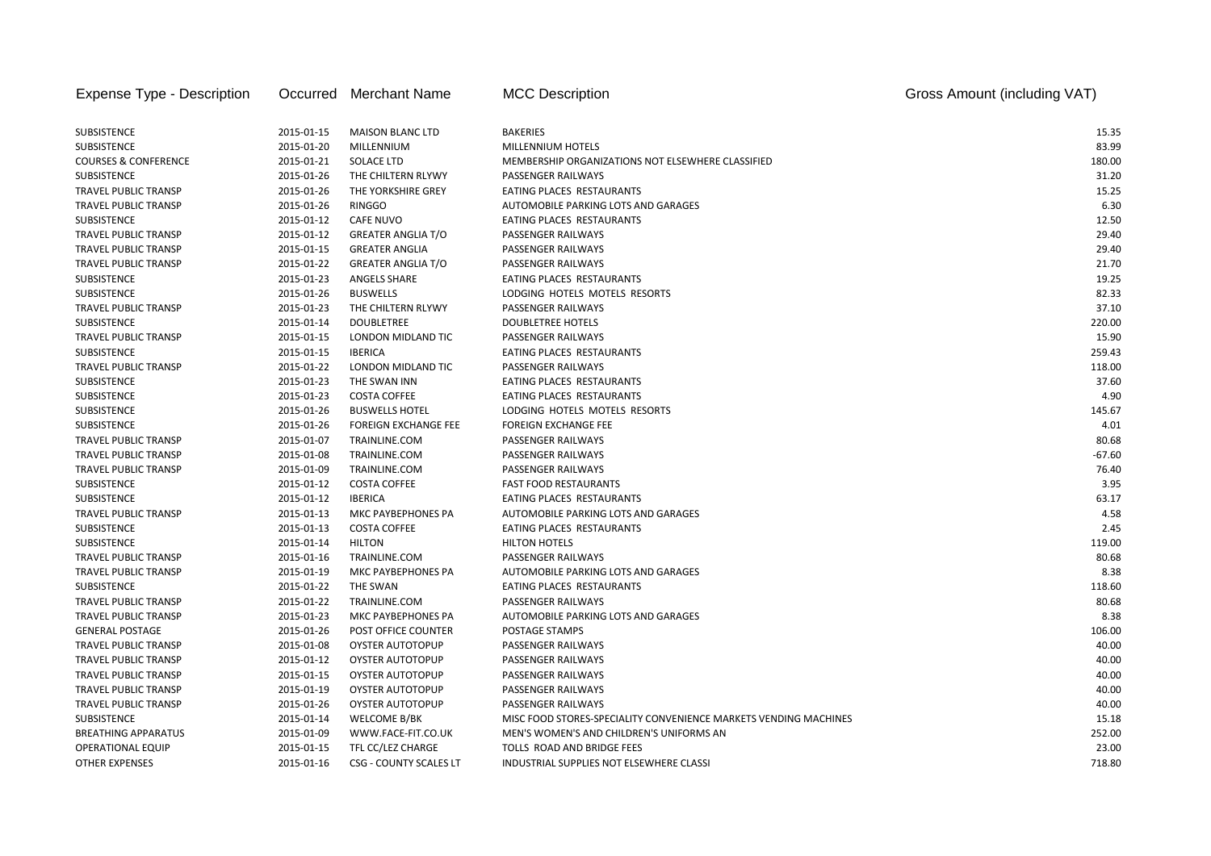| Expense Type - Description | Occurred | Merchant Name | MCC Description | Gross Amount (including VAT) |
|---|---|---|---|---|
| SUBSISTENCE | 2015-01-15 | MAISON BLANC LTD | BAKERIES | 15.35 |
| SUBSISTENCE | 2015-01-20 | MILLENNIUM | MILLENNIUM HOTELS | 83.99 |
| COURSES & CONFERENCE | 2015-01-21 | SOLACE LTD | MEMBERSHIP ORGANIZATIONS NOT ELSEWHERE CLASSIFIED | 180.00 |
| SUBSISTENCE | 2015-01-26 | THE CHILTERN RLYWY | PASSENGER RAILWAYS | 31.20 |
| TRAVEL PUBLIC TRANSP | 2015-01-26 | THE YORKSHIRE GREY | EATING PLACES RESTAURANTS | 15.25 |
| TRAVEL PUBLIC TRANSP | 2015-01-26 | RINGGO | AUTOMOBILE PARKING LOTS AND GARAGES | 6.30 |
| SUBSISTENCE | 2015-01-12 | CAFE NUVO | EATING PLACES RESTAURANTS | 12.50 |
| TRAVEL PUBLIC TRANSP | 2015-01-12 | GREATER ANGLIA T/O | PASSENGER RAILWAYS | 29.40 |
| TRAVEL PUBLIC TRANSP | 2015-01-15 | GREATER ANGLIA | PASSENGER RAILWAYS | 29.40 |
| TRAVEL PUBLIC TRANSP | 2015-01-22 | GREATER ANGLIA T/O | PASSENGER RAILWAYS | 21.70 |
| SUBSISTENCE | 2015-01-23 | ANGELS SHARE | EATING PLACES RESTAURANTS | 19.25 |
| SUBSISTENCE | 2015-01-26 | BUSWELLS | LODGING HOTELS MOTELS RESORTS | 82.33 |
| TRAVEL PUBLIC TRANSP | 2015-01-23 | THE CHILTERN RLYWY | PASSENGER RAILWAYS | 37.10 |
| SUBSISTENCE | 2015-01-14 | DOUBLETREE | DOUBLETREE HOTELS | 220.00 |
| TRAVEL PUBLIC TRANSP | 2015-01-15 | LONDON MIDLAND TIC | PASSENGER RAILWAYS | 15.90 |
| SUBSISTENCE | 2015-01-15 | IBERICA | EATING PLACES RESTAURANTS | 259.43 |
| TRAVEL PUBLIC TRANSP | 2015-01-22 | LONDON MIDLAND TIC | PASSENGER RAILWAYS | 118.00 |
| SUBSISTENCE | 2015-01-23 | THE SWAN INN | EATING PLACES RESTAURANTS | 37.60 |
| SUBSISTENCE | 2015-01-23 | COSTA COFFEE | EATING PLACES RESTAURANTS | 4.90 |
| SUBSISTENCE | 2015-01-26 | BUSWELLS HOTEL | LODGING HOTELS MOTELS RESORTS | 145.67 |
| SUBSISTENCE | 2015-01-26 | FOREIGN EXCHANGE FEE | FOREIGN EXCHANGE FEE | 4.01 |
| TRAVEL PUBLIC TRANSP | 2015-01-07 | TRAINLINE.COM | PASSENGER RAILWAYS | 80.68 |
| TRAVEL PUBLIC TRANSP | 2015-01-08 | TRAINLINE.COM | PASSENGER RAILWAYS | -67.60 |
| TRAVEL PUBLIC TRANSP | 2015-01-09 | TRAINLINE.COM | PASSENGER RAILWAYS | 76.40 |
| SUBSISTENCE | 2015-01-12 | COSTA COFFEE | FAST FOOD RESTAURANTS | 3.95 |
| SUBSISTENCE | 2015-01-12 | IBERICA | EATING PLACES RESTAURANTS | 63.17 |
| TRAVEL PUBLIC TRANSP | 2015-01-13 | MKC PAYBEPHONES PA | AUTOMOBILE PARKING LOTS AND GARAGES | 4.58 |
| SUBSISTENCE | 2015-01-13 | COSTA COFFEE | EATING PLACES RESTAURANTS | 2.45 |
| SUBSISTENCE | 2015-01-14 | HILTON | HILTON HOTELS | 119.00 |
| TRAVEL PUBLIC TRANSP | 2015-01-16 | TRAINLINE.COM | PASSENGER RAILWAYS | 80.68 |
| TRAVEL PUBLIC TRANSP | 2015-01-19 | MKC PAYBEPHONES PA | AUTOMOBILE PARKING LOTS AND GARAGES | 8.38 |
| SUBSISTENCE | 2015-01-22 | THE SWAN | EATING PLACES RESTAURANTS | 118.60 |
| TRAVEL PUBLIC TRANSP | 2015-01-22 | TRAINLINE.COM | PASSENGER RAILWAYS | 80.68 |
| TRAVEL PUBLIC TRANSP | 2015-01-23 | MKC PAYBEPHONES PA | AUTOMOBILE PARKING LOTS AND GARAGES | 8.38 |
| GENERAL POSTAGE | 2015-01-26 | POST OFFICE COUNTER | POSTAGE STAMPS | 106.00 |
| TRAVEL PUBLIC TRANSP | 2015-01-08 | OYSTER AUTOTOPUP | PASSENGER RAILWAYS | 40.00 |
| TRAVEL PUBLIC TRANSP | 2015-01-12 | OYSTER AUTOTOPUP | PASSENGER RAILWAYS | 40.00 |
| TRAVEL PUBLIC TRANSP | 2015-01-15 | OYSTER AUTOTOPUP | PASSENGER RAILWAYS | 40.00 |
| TRAVEL PUBLIC TRANSP | 2015-01-19 | OYSTER AUTOTOPUP | PASSENGER RAILWAYS | 40.00 |
| TRAVEL PUBLIC TRANSP | 2015-01-26 | OYSTER AUTOTOPUP | PASSENGER RAILWAYS | 40.00 |
| SUBSISTENCE | 2015-01-14 | WELCOME B/BK | MISC FOOD STORES-SPECIALITY CONVENIENCE MARKETS VENDING MACHINES | 15.18 |
| BREATHING APPARATUS | 2015-01-09 | WWW.FACE-FIT.CO.UK | MEN'S WOMEN'S AND CHILDREN'S UNIFORMS AN | 252.00 |
| OPERATIONAL EQUIP | 2015-01-15 | TFL CC/LEZ CHARGE | TOLLS ROAD AND BRIDGE FEES | 23.00 |
| OTHER EXPENSES | 2015-01-16 | CSG - COUNTY SCALES LT | INDUSTRIAL SUPPLIES NOT ELSEWHERE CLASSI | 718.80 |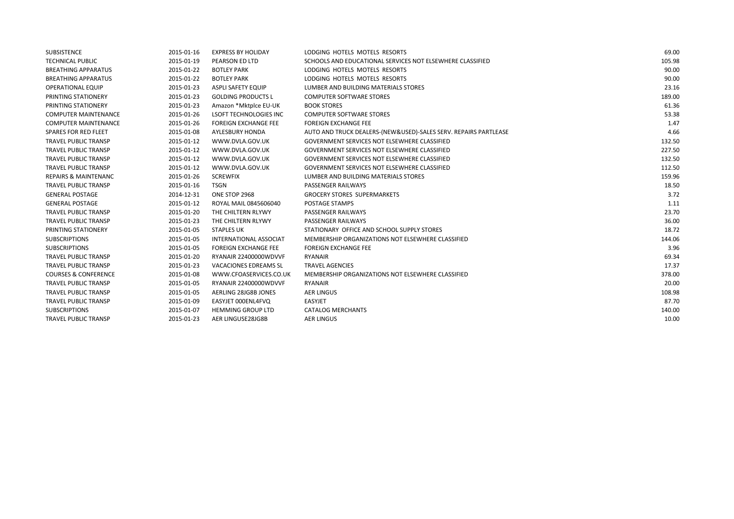| | | | | |
|---|---|---|---|---|
| SUBSISTENCE | 2015-01-16 | EXPRESS BY HOLIDAY | LODGING HOTELS MOTELS RESORTS | 69.00 |
| TECHNICAL PUBLIC | 2015-01-19 | PEARSON ED LTD | SCHOOLS AND EDUCATIONAL SERVICES NOT ELSEWHERE CLASSIFIED | 105.98 |
| BREATHING APPARATUS | 2015-01-22 | BOTLEY PARK | LODGING HOTELS MOTELS RESORTS | 90.00 |
| BREATHING APPARATUS | 2015-01-22 | BOTLEY PARK | LODGING HOTELS MOTELS RESORTS | 90.00 |
| OPERATIONAL EQUIP | 2015-01-23 | ASPLI SAFETY EQUIP | LUMBER AND BUILDING MATERIALS STORES | 23.16 |
| PRINTING STATIONERY | 2015-01-23 | GOLDING PRODUCTS L | COMPUTER SOFTWARE STORES | 189.00 |
| PRINTING STATIONERY | 2015-01-23 | Amazon *Mktplce EU-UK | BOOK STORES | 61.36 |
| COMPUTER MAINTENANCE | 2015-01-26 | LSOFT TECHNOLOGIES INC | COMPUTER SOFTWARE STORES | 53.38 |
| COMPUTER MAINTENANCE | 2015-01-26 | FOREIGN EXCHANGE FEE | FOREIGN EXCHANGE FEE | 1.47 |
| SPARES FOR RED FLEET | 2015-01-08 | AYLESBURY HONDA | AUTO AND TRUCK DEALERS-(NEW&USED)-SALES SERV. REPAIRS PARTLEASE | 4.66 |
| TRAVEL PUBLIC TRANSP | 2015-01-12 | WWW.DVLA.GOV.UK | GOVERNMENT SERVICES NOT ELSEWHERE CLASSIFIED | 132.50 |
| TRAVEL PUBLIC TRANSP | 2015-01-12 | WWW.DVLA.GOV.UK | GOVERNMENT SERVICES NOT ELSEWHERE CLASSIFIED | 227.50 |
| TRAVEL PUBLIC TRANSP | 2015-01-12 | WWW.DVLA.GOV.UK | GOVERNMENT SERVICES NOT ELSEWHERE CLASSIFIED | 132.50 |
| TRAVEL PUBLIC TRANSP | 2015-01-12 | WWW.DVLA.GOV.UK | GOVERNMENT SERVICES NOT ELSEWHERE CLASSIFIED | 112.50 |
| REPAIRS & MAINTENANC | 2015-01-26 | SCREWFIX | LUMBER AND BUILDING MATERIALS STORES | 159.96 |
| TRAVEL PUBLIC TRANSP | 2015-01-16 | TSGN | PASSENGER RAILWAYS | 18.50 |
| GENERAL POSTAGE | 2014-12-31 | ONE STOP 2968 | GROCERY STORES SUPERMARKETS | 3.72 |
| GENERAL POSTAGE | 2015-01-12 | ROYAL MAIL 0845606040 | POSTAGE STAMPS | 1.11 |
| TRAVEL PUBLIC TRANSP | 2015-01-20 | THE CHILTERN RLYWY | PASSENGER RAILWAYS | 23.70 |
| TRAVEL PUBLIC TRANSP | 2015-01-23 | THE CHILTERN RLYWY | PASSENGER RAILWAYS | 36.00 |
| PRINTING STATIONERY | 2015-01-05 | STAPLES UK | STATIONARY OFFICE AND SCHOOL SUPPLY STORES | 18.72 |
| SUBSCRIPTIONS | 2015-01-05 | INTERNATIONAL ASSOCIAT | MEMBERSHIP ORGANIZATIONS NOT ELSEWHERE CLASSIFIED | 144.06 |
| SUBSCRIPTIONS | 2015-01-05 | FOREIGN EXCHANGE FEE | FOREIGN EXCHANGE FEE | 3.96 |
| TRAVEL PUBLIC TRANSP | 2015-01-20 | RYANAIR 22400000WDVVF | RYANAIR | 69.34 |
| TRAVEL PUBLIC TRANSP | 2015-01-23 | VACACIONES EDREAMS SL | TRAVEL AGENCIES | 17.37 |
| COURSES & CONFERENCE | 2015-01-08 | WWW.CFOASERVICES.CO.UK | MEMBERSHIP ORGANIZATIONS NOT ELSEWHERE CLASSIFIED | 378.00 |
| TRAVEL PUBLIC TRANSP | 2015-01-05 | RYANAIR 22400000WDVVF | RYANAIR | 20.00 |
| TRAVEL PUBLIC TRANSP | 2015-01-05 | AERLING 28JG8B JONES | AER LINGUS | 108.98 |
| TRAVEL PUBLIC TRANSP | 2015-01-09 | EASYJET 000ENL4FVQ | EASYJET | 87.70 |
| SUBSCRIPTIONS | 2015-01-07 | HEMMING GROUP LTD | CATALOG MERCHANTS | 140.00 |
| TRAVEL PUBLIC TRANSP | 2015-01-23 | AER LINGUSE28JG8B | AER LINGUS | 10.00 |